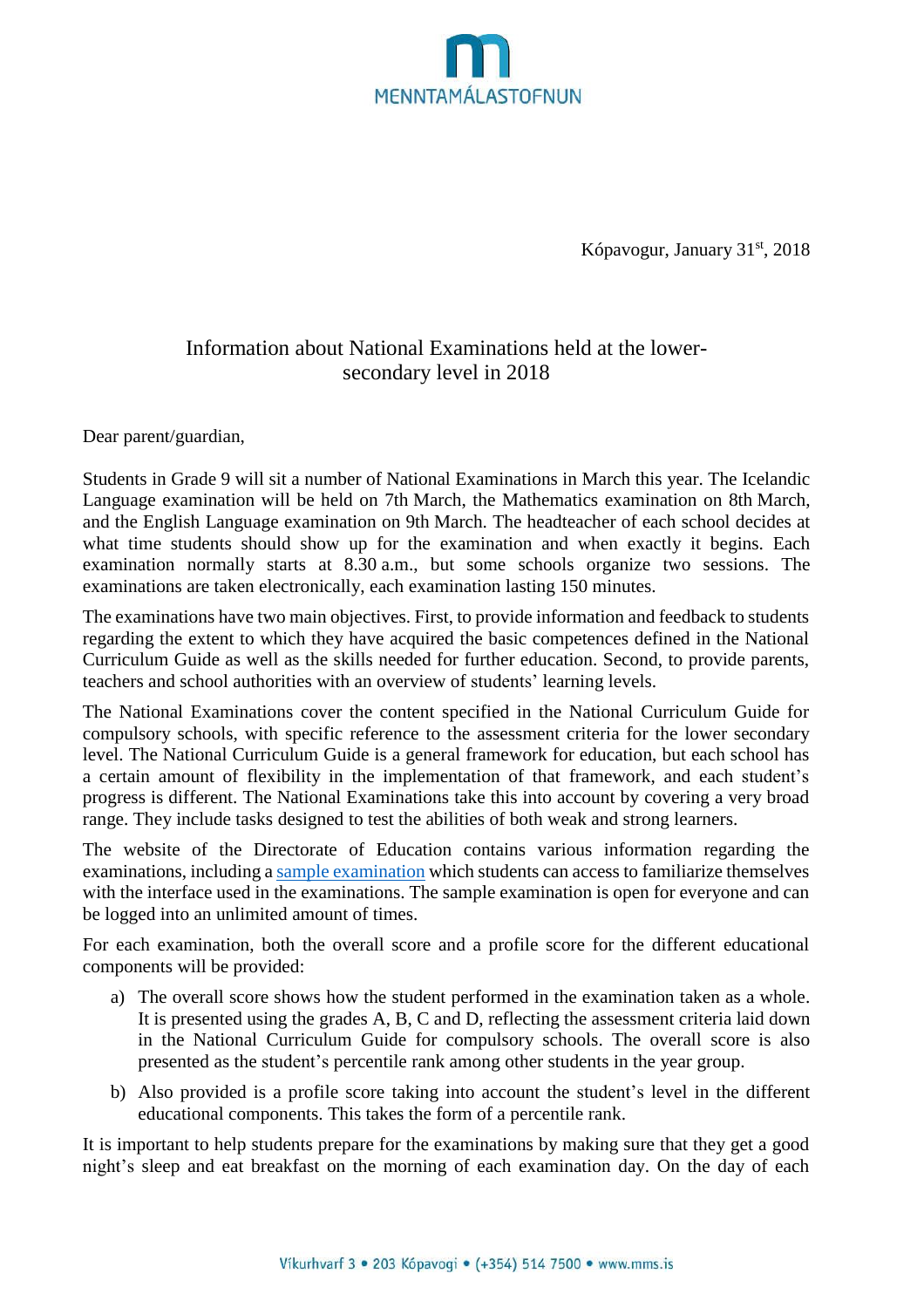MENNTAMÁLASTOFNUN

Kópavogur, January 31st, 2018

# Information about National Examinations held at the lower-secondary level in 2018

Dear parent/guardian,

Students in Grade 9 will sit a number of National Examinations in March this year. The Icelandic Language examination will be held on 7th March, the Mathematics examination on 8th March, and the English Language examination on 9th March. The headteacher of each school decides at what time students should show up for the examination and when exactly it begins. Each examination normally starts at 8.30 a.m., but some schools organize two sessions. The examinations are taken electronically, each examination lasting 150 minutes.

The examinations have two main objectives. First, to provide information and feedback to students regarding the extent to which they have acquired the basic competences defined in the National Curriculum Guide as well as the skills needed for further education. Second, to provide parents, teachers and school authorities with an overview of students' learning levels.

The National Examinations cover the content specified in the National Curriculum Guide for compulsory schools, with specific reference to the assessment criteria for the lower secondary level. The National Curriculum Guide is a general framework for education, but each school has a certain amount of flexibility in the implementation of that framework, and each student's progress is different. The National Examinations take this into account by covering a very broad range. They include tasks designed to test the abilities of both weak and strong learners.

The website of the Directorate of Education contains various information regarding the examinations, including a sample examination which students can access to familiarize themselves with the interface used in the examinations. The sample examination is open for everyone and can be logged into an unlimited amount of times.

For each examination, both the overall score and a profile score for the different educational components will be provided:

a) The overall score shows how the student performed in the examination taken as a whole. It is presented using the grades A, B, C and D, reflecting the assessment criteria laid down in the National Curriculum Guide for compulsory schools. The overall score is also presented as the student's percentile rank among other students in the year group.

b) Also provided is a profile score taking into account the student's level in the different educational components. This takes the form of a percentile rank.

It is important to help students prepare for the examinations by making sure that they get a good night's sleep and eat breakfast on the morning of each examination day. On the day of each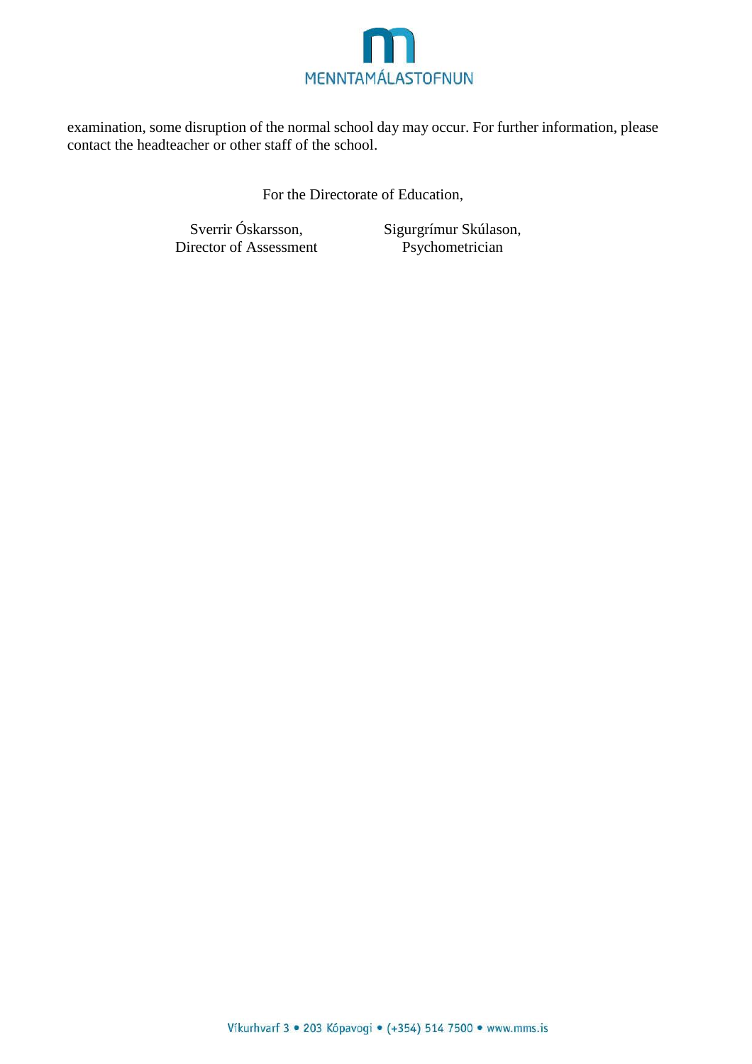examination, some disruption of the normal school day may occur. For further information, please contact the headteacher or other staff of the school.

For the Directorate of Education,

Sverrir Óskarsson,
Director of Assessment

Sigurgrímur Skúlason,
Psychometrician